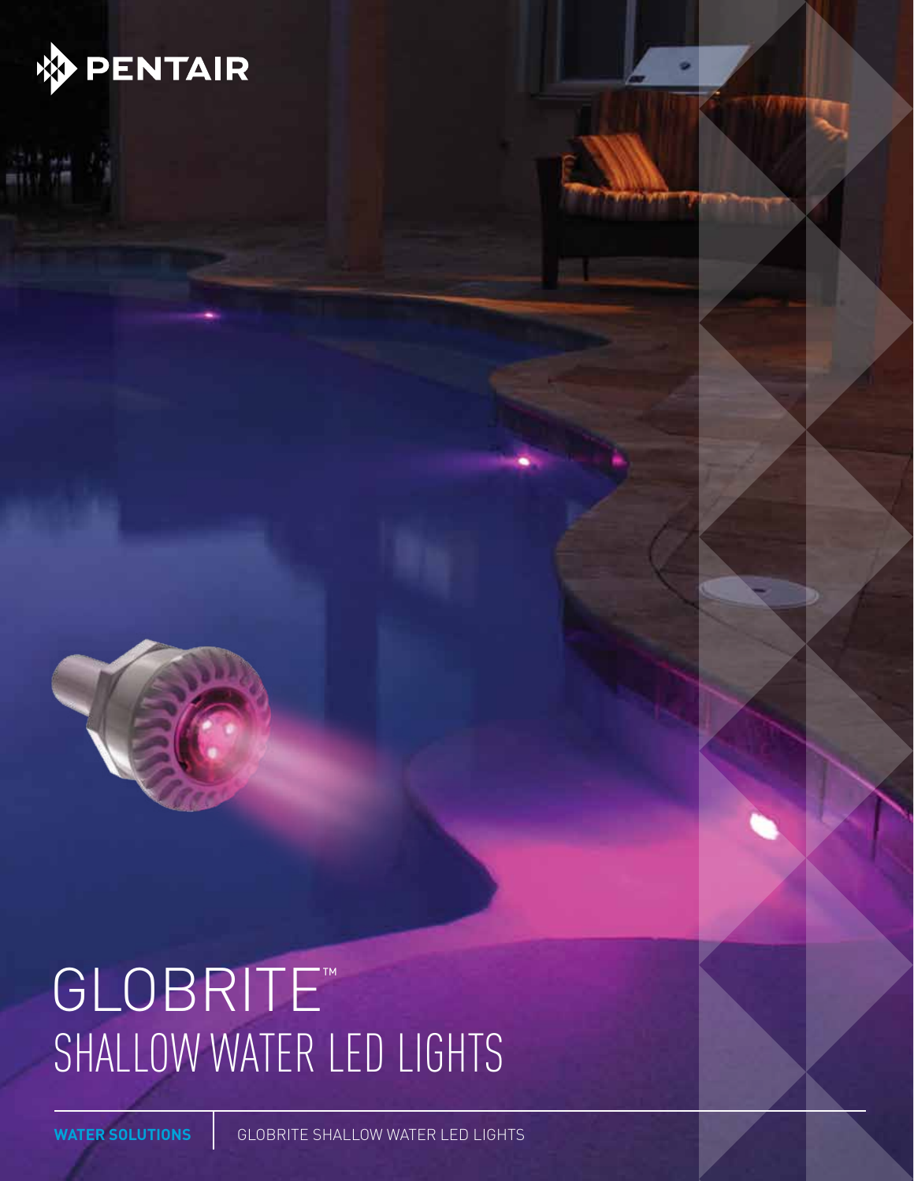PENTAIR

# GLOBRITE™
## SHALLOW WATER LED LIGHTS

**WATER SOLUTIONS** | GLOBRITE SHALLOW WATER LED LIGHTS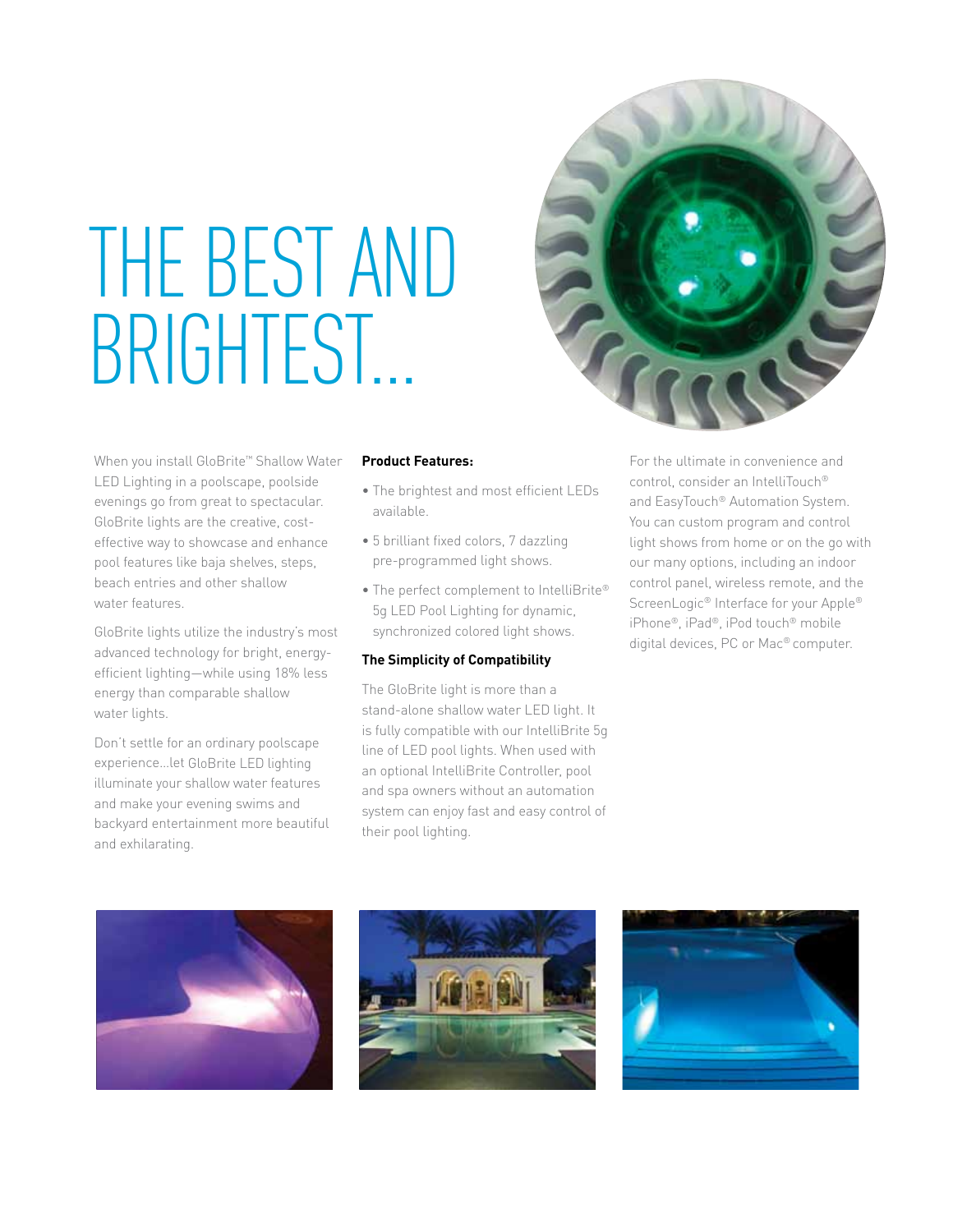# THE BEST AND BRIGHTEST...

When you install GloBrite™ Shallow Water LED Lighting in a poolscape, poolside evenings go from great to spectacular. GloBrite lights are the creative, cost-effective way to showcase and enhance pool features like baja shelves, steps, beach entries and other shallow water features.

GloBrite lights utilize the industry's most advanced technology for bright, energy-efficient lighting—while using 18% less energy than comparable shallow water lights.

Don't settle for an ordinary poolscape experience...let GloBrite LED lighting illuminate your shallow water features and make your evening swims and backyard entertainment more beautiful and exhilarating.

**Product Features:**

- The brightest and most efficient LEDs available.
- 5 brilliant fixed colors, 7 dazzling pre-programmed light shows.
- The perfect complement to IntelliBrite® 5g LED Pool Lighting for dynamic, synchronized colored light shows.

**The Simplicity of Compatibility**

The GloBrite light is more than a stand-alone shallow water LED light. It is fully compatible with our IntelliBrite 5g line of LED pool lights. When used with an optional IntelliBrite Controller, pool and spa owners without an automation system can enjoy fast and easy control of their pool lighting.

For the ultimate in convenience and control, consider an IntelliTouch® and EasyTouch® Automation System. You can custom program and control light shows from home or on the go with our many options, including an indoor control panel, wireless remote, and the ScreenLogic® Interface for your Apple® iPhone®, iPad®, iPod touch® mobile digital devices, PC or Mac® computer.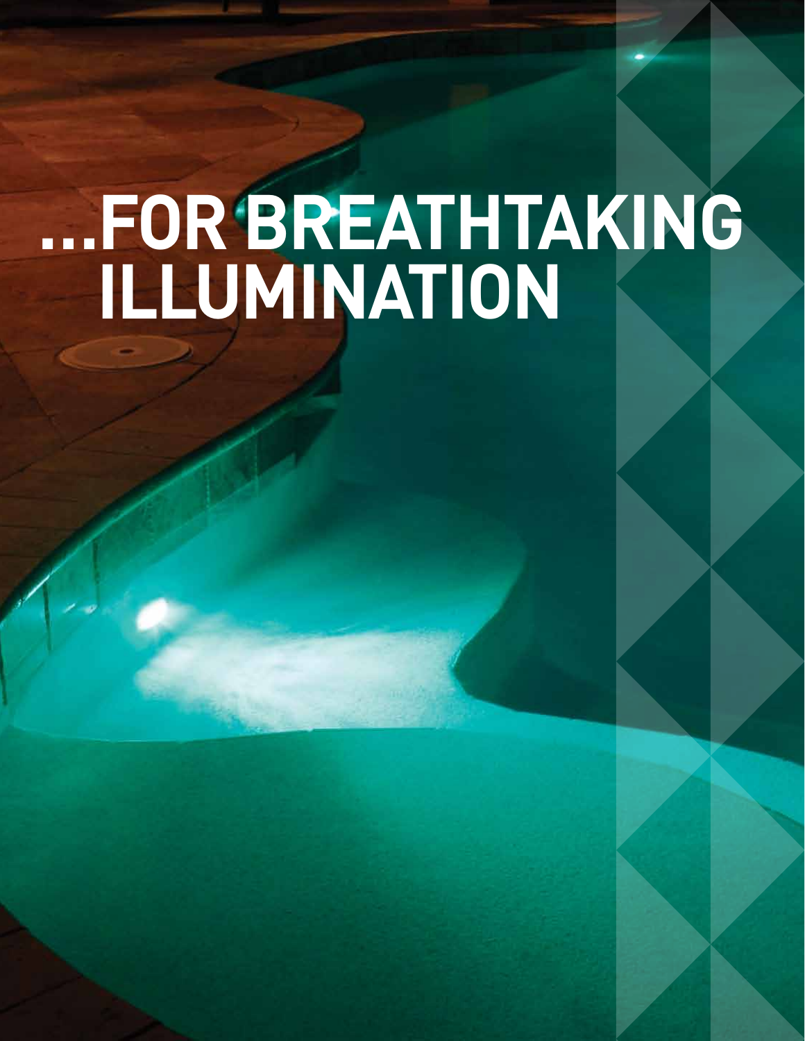# ...FOR BREATHTAKING ILLUMINATION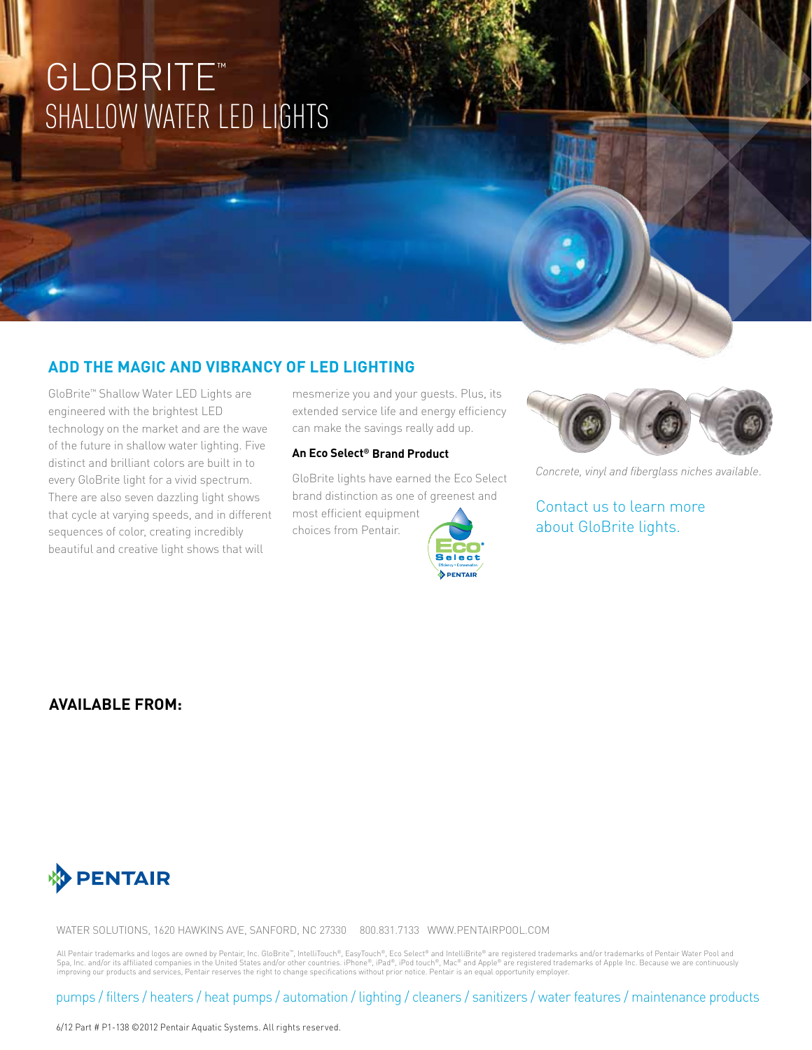# GLOBRITE™

## SHALLOW WATER LED LIGHTS

## ADD THE MAGIC AND VIBRANCY OF LED LIGHTING

GloBrite™ Shallow Water LED Lights are engineered with the brightest LED technology on the market and are the wave of the future in shallow water lighting. Five distinct and brilliant colors are built in to every GloBrite light for a vivid spectrum. There are also seven dazzling light shows that cycle at varying speeds, and in different sequences of color, creating incredibly beautiful and creative light shows that will mesmerize you and your guests. Plus, its extended service life and energy efficiency can make the savings really add up.

**An Eco Select® Brand Product**

GloBrite lights have earned the Eco Select brand distinction as one of greenest and most efficient equipment choices from Pentair.

*Concrete, vinyl and fiberglass niches available.*

Contact us to learn more about GloBrite lights.

**AVAILABLE FROM:**

PENTAIR

WATER SOLUTIONS, 1620 HAWKINS AVE, SANFORD, NC 27330 800.831.7133 WWW.PENTAIRPOOL.COM

All Pentair trademarks and logos are owned by Pentair, Inc. GloBrite™, IntelliTouch®, EasyTouch®, Eco Select® and IntelliBrite® are registered trademarks and/or trademarks of Pentair Water Pool and Spa, Inc. and/or its affiliated companies in the United States and/or other countries. iPhone®, iPad®, iPod touch®, Mac® and Apple® are registered trademarks of Apple Inc. Because we are continuously improving our products and services, Pentair reserves the right to change specifications without prior notice. Pentair is an equal opportunity employer.

pumps / filters / heaters / heat pumps / automation / lighting / cleaners / sanitizers / water features / maintenance products

6/12 Part # P1-138 ©2012 Pentair Aquatic Systems. All rights reserved.